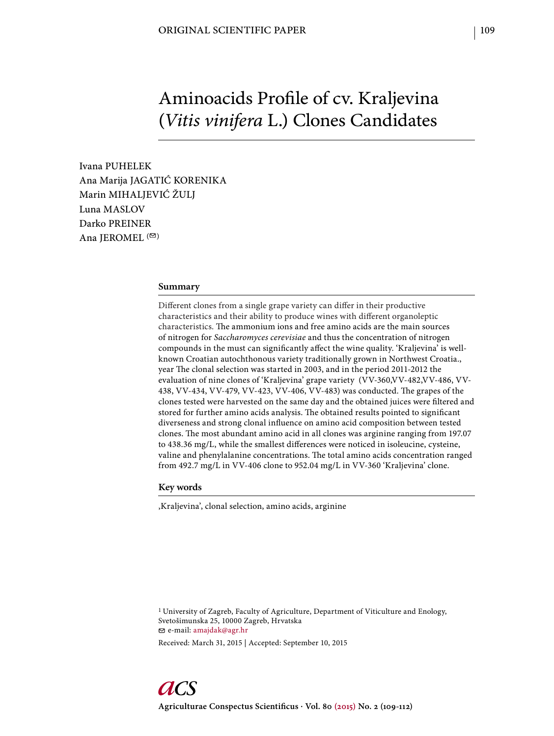ORIGINAL SCIENTIFIC PAPER

# Aminoacids Profile of cv. Kraljevina (*Vitis vinifera* L.) Clones Candidates

Ivana PUHELEK
Ana Marija JAGATIĆ KORENIKA
Marin MIHALJEVIĆ ŽULJ
Luna MASLOV
Darko PREINER
Ana JEROMEL (✉)

## Summary

Different clones from a single grape variety can differ in their productive characteristics and their ability to produce wines with different organoleptic characteristics. The ammonium ions and free amino acids are the main sources of nitrogen for *Saccharomyces cerevisiae* and thus the concentration of nitrogen compounds in the must can significantly affect the wine quality. 'Kraljevina' is well-known Croatian autochthonous variety traditionally grown in Northwest Croatia., year The clonal selection was started in 2003, and in the period 2011-2012 the evaluation of nine clones of 'Kraljevina' grape variety (VV-360,VV-482,VV-486, VV-438, VV-434, VV-479, VV-423, VV-406, VV-483) was conducted. The grapes of the clones tested were harvested on the same day and the obtained juices were filtered and stored for further amino acids analysis. The obtained results pointed to significant diverseness and strong clonal influence on amino acid composition between tested clones. The most abundant amino acid in all clones was arginine ranging from 197.07 to 438.36 mg/L, while the smallest differences were noticed in isoleucine, cysteine, valine and phenylalanine concentrations. The total amino acids concentration ranged from 492.7 mg/L in VV-406 clone to 952.04 mg/L in VV-360 'Kraljevina' clone.

## Key words

‚Kraljevina', clonal selection, amino acids, arginine

[1] University of Zagreb, Faculty of Agriculture, Department of Viticulture and Enology, Svetošimunska 25, 10000 Zagreb, Hrvatska
✉ e-mail: amajdak@agr.hr

Received: March 31, 2015 | Accepted: September 10, 2015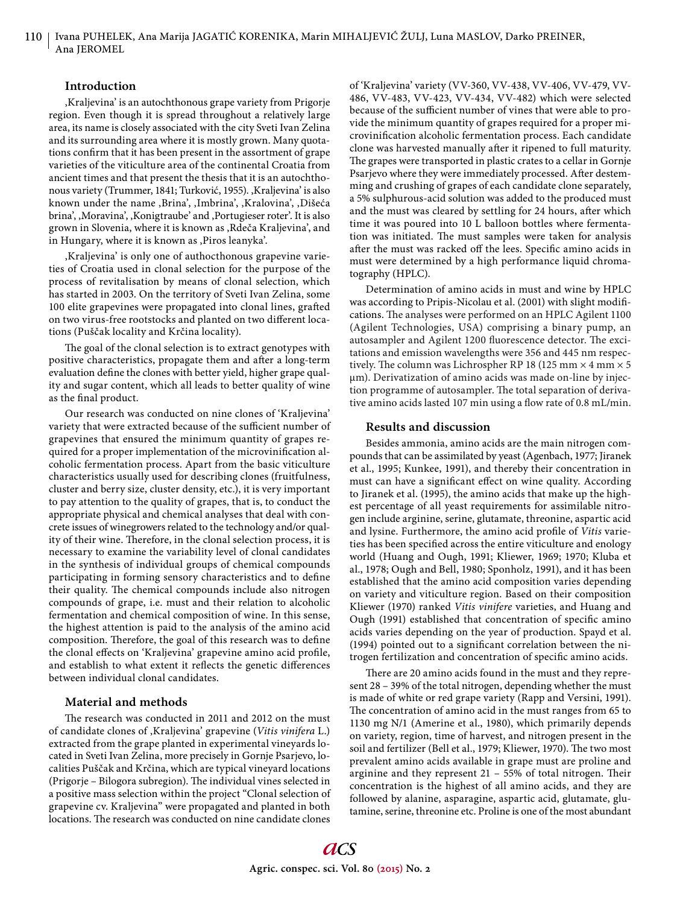## Introduction

'Kraljevina' is an autochthonous grape variety from Prigorje region. Even though it is spread throughout a relatively large area, its name is closely associated with the city Sveti Ivan Zelina and its surrounding area where it is mostly grown. Many quotations confirm that it has been present in the assortment of grape varieties of the viticulture area of the continental Croatia from ancient times and that present the thesis that it is an autochthonous variety (Trummer, 1841; Turković, 1955). 'Kraljevina' is also known under the name 'Brina', 'Imbrina', 'Kralovina', 'Dišeća brina', 'Moravina', 'Konigtraube' and 'Portugieser roter'. It is also grown in Slovenia, where it is known as 'Rdeča Kraljevina', and in Hungary, where it is known as 'Piros leanyka'.

'Kraljevina' is only one of authocthonous grapevine varieties of Croatia used in clonal selection for the purpose of the process of revitalisation by means of clonal selection, which has started in 2003. On the territory of Sveti Ivan Zelina, some 100 elite grapevines were propagated into clonal lines, grafted on two virus-free rootstocks and planted on two different locations (Puščak locality and Krčina locality).

The goal of the clonal selection is to extract genotypes with positive characteristics, propagate them and after a long-term evaluation define the clones with better yield, higher grape quality and sugar content, which all leads to better quality of wine as the final product.

Our research was conducted on nine clones of 'Kraljevina' variety that were extracted because of the sufficient number of grapevines that ensured the minimum quantity of grapes required for a proper implementation of the microvinification alcoholic fermentation process. Apart from the basic viticulture characteristics usually used for describing clones (fruitfulness, cluster and berry size, cluster density, etc.), it is very important to pay attention to the quality of grapes, that is, to conduct the appropriate physical and chemical analyses that deal with concrete issues of winegrowers related to the technology and/or quality of their wine. Therefore, in the clonal selection process, it is necessary to examine the variability level of clonal candidates in the synthesis of individual groups of chemical compounds participating in forming sensory characteristics and to define their quality. The chemical compounds include also nitrogen compounds of grape, i.e. must and their relation to alcoholic fermentation and chemical composition of wine. In this sense, the highest attention is paid to the analysis of the amino acid composition. Therefore, the goal of this research was to define the clonal effects on 'Kraljevina' grapevine amino acid profile, and establish to what extent it reflects the genetic differences between individual clonal candidates.

## Material and methods

The research was conducted in 2011 and 2012 on the must of candidate clones of 'Kraljevina' grapevine (*Vitis vinifera* L.) extracted from the grape planted in experimental vineyards located in Sveti Ivan Zelina, more precisely in Gornje Psarjevo, localities Puščak and Krčina, which are typical vineyard locations (Prigorje – Bilogora subregion). The individual vines selected in a positive mass selection within the project "Clonal selection of grapevine cv. Kraljevina" were propagated and planted in both locations. The research was conducted on nine candidate clones of 'Kraljevina' variety (VV-360, VV-438, VV-406, VV-479, VV-486, VV-483, VV-423, VV-434, VV-482) which were selected because of the sufficient number of vines that were able to provide the minimum quantity of grapes required for a proper microvinification alcoholic fermentation process. Each candidate clone was harvested manually after it ripened to full maturity. The grapes were transported in plastic crates to a cellar in Gornje Psarjevo where they were immediately processed. After destemming and crushing of grapes of each candidate clone separately, a 5% sulphurous-acid solution was added to the produced must and the must was cleared by settling for 24 hours, after which time it was poured into 10 L balloon bottles where fermentation was initiated. The must samples were taken for analysis after the must was racked off the lees. Specific amino acids in must were determined by a high performance liquid chromatography (HPLC).

Determination of amino acids in must and wine by HPLC was according to Pripis-Nicolau et al. (2001) with slight modifications. The analyses were performed on an HPLC Agilent 1100 (Agilent Technologies, USA) comprising a binary pump, an autosampler and Agilent 1200 fluorescence detector. The excitations and emission wavelengths were 356 and 445 nm respectively. The column was Lichrospher RP 18 (125 mm × 4 mm × 5 μm). Derivatization of amino acids was made on-line by injection programme of autosampler. The total separation of derivative amino acids lasted 107 min using a flow rate of 0.8 mL/min.

## Results and discussion

Besides ammonia, amino acids are the main nitrogen compounds that can be assimilated by yeast (Agenbach, 1977; Jiranek et al., 1995; Kunkee, 1991), and thereby their concentration in must can have a significant effect on wine quality. According to Jiranek et al. (1995), the amino acids that make up the highest percentage of all yeast requirements for assimilable nitrogen include arginine, serine, glutamate, threonine, aspartic acid and lysine. Furthermore, the amino acid profile of *Vitis* varieties has been specified across the entire viticulture and enology world (Huang and Ough, 1991; Kliewer, 1969; 1970; Kluba et al., 1978; Ough and Bell, 1980; Sponholz, 1991), and it has been established that the amino acid composition varies depending on variety and viticulture region. Based on their composition Kliewer (1970) ranked *Vitis vinifere* varieties, and Huang and Ough (1991) established that concentration of specific amino acids varies depending on the year of production. Spayd et al. (1994) pointed out to a significant correlation between the nitrogen fertilization and concentration of specific amino acids.

There are 20 amino acids found in the must and they represent 28 – 39% of the total nitrogen, depending whether the must is made of white or red grape variety (Rapp and Versini, 1991). The concentration of amino acid in the must ranges from 65 to 1130 mg N/1 (Amerine et al., 1980), which primarily depends on variety, region, time of harvest, and nitrogen present in the soil and fertilizer (Bell et al., 1979; Kliewer, 1970). The two most prevalent amino acids available in grape must are proline and arginine and they represent 21 – 55% of total nitrogen. Their concentration is the highest of all amino acids, and they are followed by alanine, asparagine, aspartic acid, glutamate, glutamine, serine, threonine etc. Proline is one of the most abundant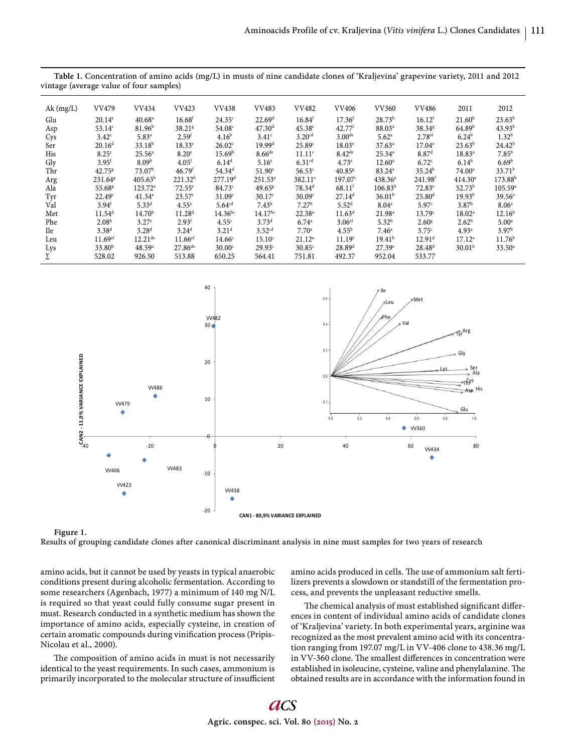**Table 1.** Concentration of amino acids (mg/L) in musts of nine candidate clones of 'Kraljevina' grapevine variety, 2011 and 2012 vintage (average value of four samples)

| Ak (mg/L) | VV479 | VV434 | VV423 | VV438 | VV483 | VV482 | VV406 | VV360 | VV486 | 2011 | 2012 |
|---|---|---|---|---|---|---|---|---|---|---|---|
| Glu | 20.14[e] | 40.68[a] | 16.68[f] | 24.35[c] | 22.69[d] | 16.84[f] | 17.36[f] | 28.73[b] | 16.12[f] | 21.60[b] | 23.63[b] |
| Asp | 53.14[c] | 81.96[b] | 38.21[g] | 54.08[c] | 47.30[d] | 45.38[e] | 42.77[f] | 88.03[a] | 38.34[g] | 64.89[b] | 43.93[b] |
| Cys | 3.42[c] | 5.83[a] | 2.59[f] | 4.16[b] | 3.41[c] | 3.20[cd] | 3.00[de] | 5.62[a] | 2.78[ef] | 6.24[b] | 1.32[b] |
| Ser | 20.16[d] | 33.18[b] | 18.33[e] | 26.02[c] | 19.99[d] | 25.89[c] | 18.03[e] | 37.63[a] | 17.04[e] | 23.63[b] | 24.42[b] |
| His | 8.25[e] | 25.56[a] | 8.20[e] | 15.69[b] | 8.66[de] | 11.11[c] | 8.42[de] | 25.34[a] | 8.87[d] | 18.83[a] | 7.85[b] |
| Gly | 3.95[f] | 8.09[b] | 4.05[f] | 6.14[d] | 5.16[e] | 6.31[cd] | 4.73[e] | 12.60[a] | 6.72[c] | 6.14[b] | 6.69[b] |
| Thr | 42.75[g] | 73.07[b] | 46.79[f] | 54.34[d] | 51.90[e] | 56.53[c] | 40.85[g] | 83.24[a] | 35.24[h] | 74.00[a] | 33.71[b] |
| Arg | 231.64[g] | 405.63[b] | 221.32[h] | 277.19[d] | 251.53[e] | 382.11[c] | 197.07[i] | 438.36[a] | 241.98[f] | 414.30[a] | 173.88[b] |
| Ala | 55.68[g] | 123.72[a] | 72.55[e] | 84.73[c] | 49.65[g] | 78.34[d] | 68.11[f] | 106.83[b] | 72.83[e] | 52.73[b] | 105.59[a] |
| Tyr | 22.49[e] | 41.34[a] | 23.57[e] | 31.09[c] | 30.17[c] | 30.09[c] | 27.14[d] | 36.01[b] | 25.80[d] | 19.93[b] | 39.56[a] |
| Val | 3.94[f] | 5.33[d] | 4.55[e] | 5.64[cd] | 7.43[b] | 7.27[b] | 5.52[d] | 8.04[a] | 5.97[c] | 3.87[b] | 8.06[a] |
| Met | 11.54[d] | 14.70[b] | 11.28[d] | 14.36[bc] | 14.17[bc] | 22.38[a] | 11.63[d] | 21.98[a] | 13.79[c] | 18.02[a] | 12.16[b] |
| Phe | 2.08[h] | 3.27[e] | 2.93[f] | 4.55[c] | 3.73[d] | 6.74[a] | 3.06[ef] | 5.32[b] | 2.60[g] | 2.62[b] | 5.00[a] |
| Ile | 3.38[d] | 3.28[d] | 3.24[d] | 3.21[d] | 3.52[cd] | 7.70[a] | 4.55[b] | 7.46[a] | 3.75[c] | 4.93[a] | 3.97[b] |
| Leu | 11.69[ef] | 12.21[de] | 11.66[ef] | 14.66[c] | 15.10[c] | 21.12[a] | 11.19[f] | 19.41[b] | 12.91[d] | 17.12[a] | 11.76[b] |
| Lys | 33.80[b] | 48.59[a] | 27.86[de] | 30.00[c] | 29.93[c] | 30.85[c] | 28.89[d] | 27.39[e] | 28.48[d] | 30.01[b] | 33.50[a] |
| Σ | 528.02 | 926.50 | 513.88 | 650.25 | 564.41 | 751.81 | 492.37 | 952.04 | 533.77 | | |

**Figure 1.**
Results of grouping candidate clones after canonical discriminant analysis in nine must samples for two years of research

amino acids, but it cannot be used by yeasts in typical anaerobic conditions present during alcoholic fermentation. According to some researchers (Agenbach, 1977) a minimum of 140 mg N/L is required so that yeast could fully consume sugar present in must. Research conducted in a synthetic medium has shown the importance of amino acids, especially cysteine, in creation of certain aromatic compounds during vinification process (Pripis-Nicolau et al., 2000).

The composition of amino acids in must is not necessarily identical to the yeast requirements. In such cases, ammonium is primarily incorporated to the molecular structure of insufficient amino acids produced in cells. The use of ammonium salt fertilizers prevents a slowdown or standstill of the fermentation process, and prevents the unpleasant reductive smells.

The chemical analysis of must established significant differences in content of individual amino acids of candidate clones of 'Kraljevina' variety. In both experimental years, arginine was recognized as the most prevalent amino acid with its concentration ranging from 197.07 mg/L in VV-406 clone to 438.36 mg/L in VV-360 clone. The smallest differences in concentration were established in isoleucine, cysteine, valine and phenylalanine. The obtained results are in accordance with the information found in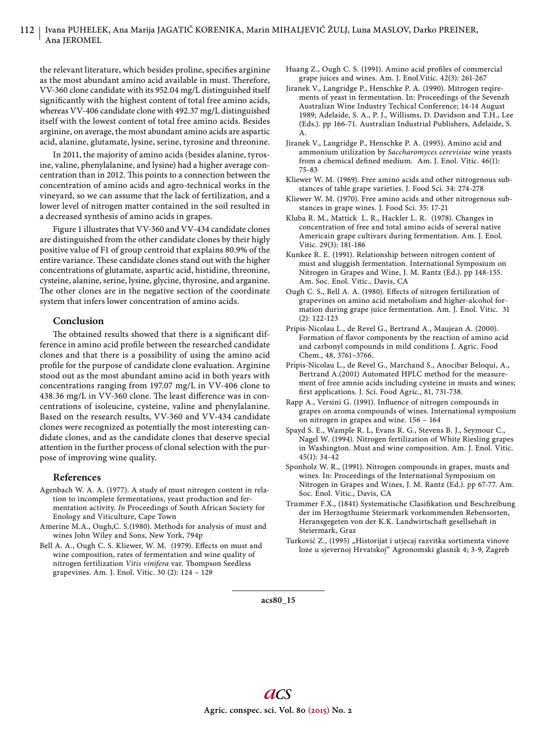the relevant literature, which besides proline, specifies arginine as the most abundant amino acid available in must. Therefore, VV-360 clone candidate with its 952.04 mg/L distinguished itself significantly with the highest content of total free amino acids, whereas VV-406 candidate clone with 492.37 mg/L distinguished itself with the lowest content of total free amino acids. Besides arginine, on average, the most abundant amino acids are aspartic acid, alanine, glutamate, lysine, serine, tyrosine and threonine.

In 2011, the majority of amino acids (besides alanine, tyrosine, valine, phenylalanine, and lysine) had a higher average concentration than in 2012. This points to a connection between the concentration of amino acids and agro-technical works in the vineyard, so we can assume that the lack of fertilization, and a lower level of nitrogen matter contained in the soil resulted in a decreased synthesis of amino acids in grapes.

Figure 1 illustrates that VV-360 and VV-434 candidate clones are distinguished from the other candidate clones by their higly positive value of F1 of group centroid that explains 80.9% of the entire variance. These candidate clones stand out with the higher concentrations of glutamate, aspartic acid, histidine, threonine, cysteine, alanine, serine, lysine, glycine, thyrosine, and arganine. The other clones are in the negative section of the coordinate system that infers lower concentration of amino acids.

## Conclusion

The obtained results showed that there is a significant difference in amino acid profile between the researched candidate clones and that there is a possibility of using the amino acid profile for the purpose of candidate clone evaluation. Arginine stood out as the most abundant amino acid in both years with concentrations ranging from 197.07 mg/L in VV-406 clone to 438.36 mg/L in VV-360 clone. The least difference was in concentrations of isoleucine, cysteine, valine and phenylalanine. Based on the research results, VV-360 and VV-434 candidate clones were recognized as potentially the most interesting candidate clones, and as the candidate clones that deserve special attention in the further process of clonal selection with the purpose of improving wine quality.

## References

Agenbach W. A. A. (1977). A study of must nitrogen content in relation to incomplete fermentations, yeast production and fermentation activity. *In* Proceedings of South African Society for Enology and Viticulture, Cape Town

Amerine M.A., Ough,C. S.(1980). Methods for analysis of must and wines John Wiley and Sons, New York, 794p

Bell A. A., Ough C. S. Kliewer, W. M. (1979). Effects on must and wine composition, rates of fermentation and wine quality of nitrogen fertilization *Vitis vinifera* var. Thompson Seedless grapevines. Am. J. Enol. Vitic. 30 (2): 124 – 129

Huang Z., Ough C. S. (1991). Amino acid profiles of commercial grape juices and wines. Am. J. Enol.Vitic. 42(3): 261-267

Jiranek V., Langridge P., Henschke P. A. (1990). Mitrogen reqirements of yeast in fermentation. In: Proceedings of the Sevenzh Australian Wine Industry Techical Conference; 14-14 August 1989; Adelaide, S. A., P. J., Willisms, D. Davidson and T.H., Lee (Eds.). pp 166-71. Australian Industrial Publishers, Adelaide, S. A.

Jiranek V., Langridge P., Henschke P. A. (1995). Amino acid and ammonium utilization by *Saccharomyces cerevisiae* wine yeasts from a chemical defined medium. Am. J. Enol. Vitic. 46(1): 75-83

Kliewer W. M. (1969). Free amino acids and other nitrogenous substances of table grape varieties. J. Food Sci. 34: 274-278

Kliewer W. M. (1970). Free amino acids and other nitrogenous substances in grape wines. J. Food Sci. 35: 17-21

Kluba R. M., Mattick L. R., Hackler L. R. (1978). Changes in concentration of free and total amino acids of several native Americain grape cultivars during fermentation. Am. J. Enol. Vitic. 29(3): 181-186

Kunkee R. E. (1991). Relationship between nitrogen content of must and sluggish fermentation. International Symposium on Nitrogen in Grapes and Wine, J. M. Rantz (Ed.). pp 148-155. Am. Soc. Enol. Vitic., Davis, CA

Ough C. S., Bell A. A. (1980). Effects of nitrogen fertilization of grapevines on amino acid metabolism and higher-alcohol formation during grape juice fermentation. Am. J. Enol. Vitic. 31 (2): 122-123

Pripis-Nicolau L., de Revel G., Bertrand A., Maujean A. (2000). Formation of flavor components by the reaction of amino acid and carbonyl compounds in mild conditions J. Agric. Food Chem., 48, 3761–3766.

Pripis-Nicolau L., de Revel G., Marchand S., Anocibar Beloqui, A., Bertrand A.(2001) Automated HPLC method for the measurement of free amnio acids including cysteine in musts and wines; first applications. J. Sci. Food Agric., 81, 731-738.

Rapp A., Versini G. (1991). Influence of nitrogen compounds in grapes on aroma compounds of wines. International symposium on nitrogen in grapes and wine. 156 – 164

Spayd S. E., Wample R. L, Evans R. G., Stevens B. J., Seymour C., Nagel W. (1994). Nitrogen fertilization of White Riesling grapes in Washington. Must and wine composition. Am. J. Enol. Vitic. 45(1): 34-42

Sponholz W. R., (1991). Nitrogen compounds in grapes, musts and wines. In: Proceedings of the International Symposium on Nitrogen in Grapes and Wines, J. M. Rantz (Ed.). pp 67-77. Am. Soc. Enol. Vitic., Davis, CA

Trummer F.X., (1841) Systematische Clasifikation und Beschreibung der im Herzogthume Steiermark vorkommenden Rebensorten, Heransgegeten von der K.K. Landwirtschaft gesellsehaft in Steiermark, Graz

Turković Z., (1995) „Historijat i utjecaj razvitka sortimenta vinove loze u sjevernoj Hrvatskoj" Agronomski glasnik 4; 3-9, Zagreb

acs80_15